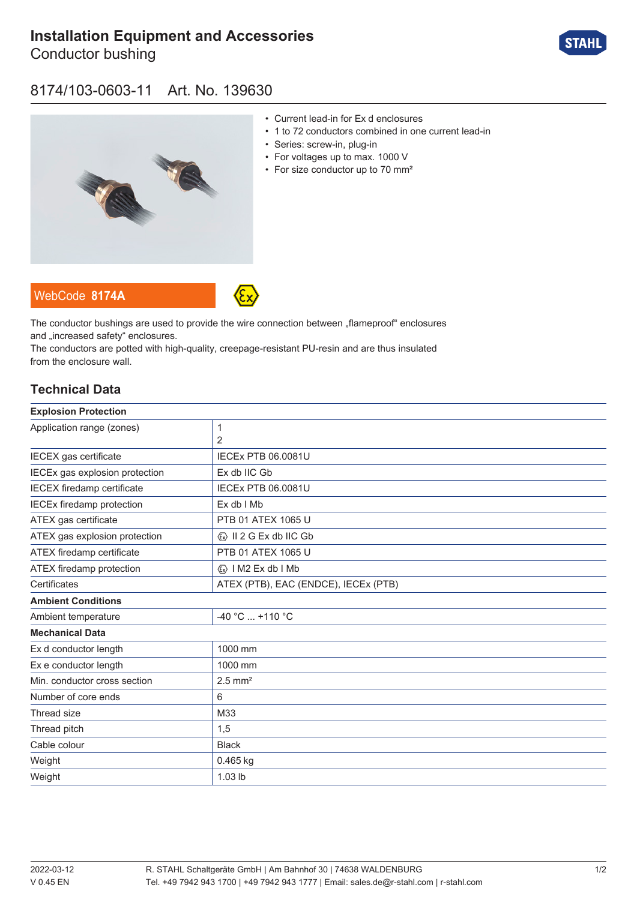# Installation Equipment and Accessories

Conductor bushing

## 8174/103-0603-11 Art. No. 139630

- Current lead-in for Ex d enclosures
- 1 to 72 conductors combined in one current lead-in
- Series: screw-in, plug-in
- For voltages up to max. 1000 V
- For size conductor up to 70 mm²

WebCode **8174A**

The conductor bushings are used to provide the wire connection between „flameproof“ enclosures and „increased safety“ enclosures.
The conductors are potted with high-quality, creepage-resistant PU-resin and are thus insulated from the enclosure wall.

## Technical Data

| **Explosion Protection** | |
|---|---|
| Application range (zones) | 1<br>2 |
| IECEX gas certificate | IECEx PTB 06.0081U |
| IECEx gas explosion protection | Ex db IIC Gb |
| IECEX firedamp certificate | IECEx PTB 06.0081U |
| IECEx firedamp protection | Ex db I Mb |
| ATEX gas certificate | PTB 01 ATEX 1065 U |
| ATEX gas explosion protection | Ex II 2 G Ex db IIC Gb |
| ATEX firedamp certificate | PTB 01 ATEX 1065 U |
| ATEX firedamp protection | Ex I M2 Ex db I Mb |
| Certificates | ATEX (PTB), EAC (ENDCE), IECEx (PTB) |
| **Ambient Conditions** | |
| Ambient temperature | -40 °C ... +110 °C |
| **Mechanical Data** | |
| Ex d conductor length | 1000 mm |
| Ex e conductor length | 1000 mm |
| Min. conductor cross section | 2.5 mm² |
| Number of core ends | 6 |
| Thread size | M33 |
| Thread pitch | 1,5 |
| Cable colour | Black |
| Weight | 0.465 kg |
| Weight | 1.03 lb |

2022-03-12
V 0.45 EN

R. STAHL Schaltgeräte GmbH | Am Bahnhof 30 | 74638 WALDENBURG
Tel. +49 7942 943 1700 | +49 7942 943 1777 | Email: sales.de@r-stahl.com | r-stahl.com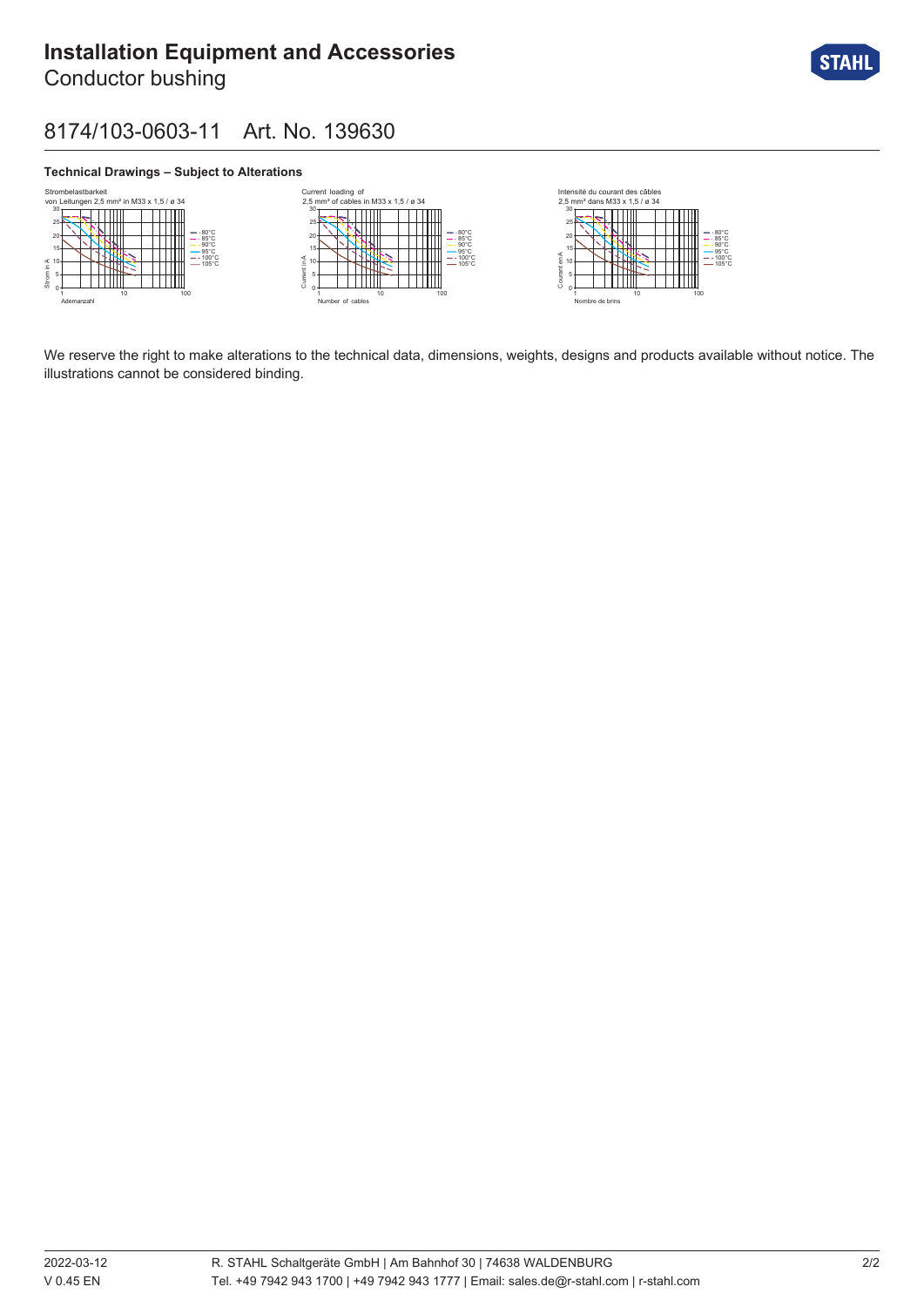# Installation Equipment and Accessories

Conductor bushing

## 8174/103-0603-11 Art. No. 139630

### Technical Drawings – Subject to Alterations

Strombelastbarkeit
von Leitungen 2,5 mm² in M33 x 1,5 / ø 34

Strom in A
30
25
20
15
10
5
0
1
10
100
Adernanzahl

80°C
85°C
90°C
95°C
100°C
105°C

Current loading of
2,5 mm² of cables in M33 x 1,5 / ø 34

Current in A
30
25
20
15
10
5
0
1
10
100
Number of cables

80°C
85°C
90°C
95°C
100°C
105°C

Intensité du courant des câbles
2,5 mm² dans M33 x 1,5 / ø 34

Courant en A
30
25
20
15
10
5
0
1
10
100
Nombre de brins

80°C
85°C
90°C
95°C
100°C
105°C

We reserve the right to make alterations to the technical data, dimensions, weights, designs and products available without notice. The illustrations cannot be considered binding.

2022-03-12
V 0.45 EN

R. STAHL Schaltgeräte GmbH | Am Bahnhof 30 | 74638 WALDENBURG
Tel. +49 7942 943 1700 | +49 7942 943 1777 | Email: sales.de@r-stahl.com | r-stahl.com